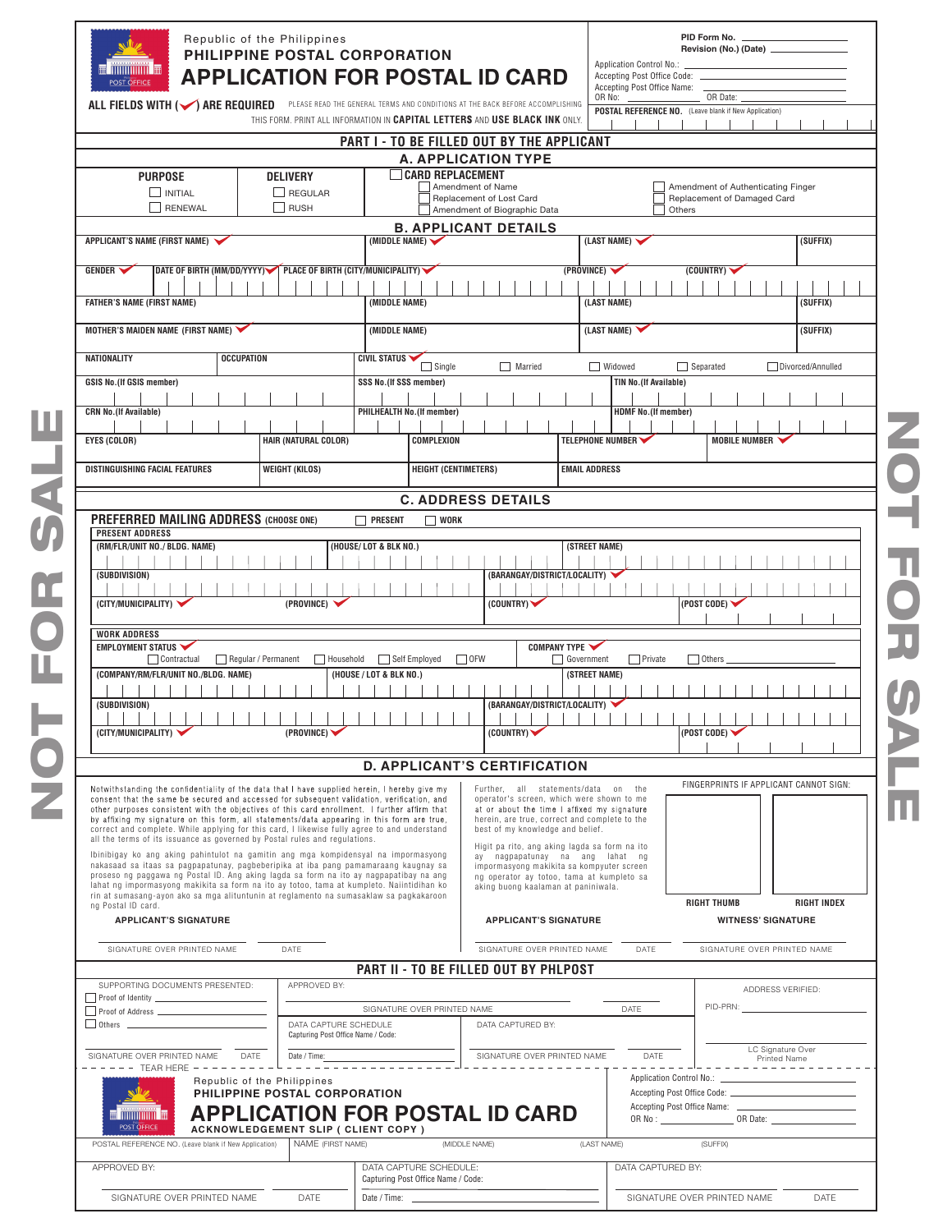Republic of the Philippines
**PHILIPPINE POSTAL CORPORATION**
# APPLICATION FOR POSTAL ID CARD

PID Form No. ____________
Revision (No.) (Date) ____________

Application Control No.: ____________
Accepting Post Office Code: ____________
Accepting Post Office Name: ____________
OR No: ____________ OR Date: ____________

**ALL FIELDS WITH (✔) ARE REQUIRED** PLEASE READ THE GENERAL TERMS AND CONDITIONS AT THE BACK BEFORE ACCOMPLISHING THIS FORM. PRINT ALL INFORMATION IN **CAPITAL LETTERS** AND **USE BLACK INK** ONLY.

**POSTAL REFERENCE NO.** (Leave blank if New Application)

## PART I - TO BE FILLED OUT BY THE APPLICANT

### A. APPLICATION TYPE

| PURPOSE | DELIVERY | CARD REPLACEMENT | |
|---|---|---|---|
| ☐ INITIAL | ☐ REGULAR | ☐ Amendment of Name | ☐ Amendment of Authenticating Finger |
| ☐ RENEWAL | ☐ RUSH | ☐ Replacement of Lost Card | ☐ Replacement of Damaged Card |
| | | ☐ Amendment of Biographic Data | ☐ Others |

### B. APPLICANT DETAILS

| APPLICANT'S NAME (FIRST NAME) ✔ | (MIDDLE NAME) ✔ | (LAST NAME) ✔ | (SUFFIX) |
|---|---|---|---|
| | | | |

| GENDER ✔ | DATE OF BIRTH (MM/DD/YYYY) ✔ | PLACE OF BIRTH (CITY/MUNICIPALITY) ✔ | (PROVINCE) ✔ | (COUNTRY) ✔ |
|---|---|---|---|---|
| | | | | |

| FATHER'S NAME (FIRST NAME) | (MIDDLE NAME) | (LAST NAME) | (SUFFIX) |
|---|---|---|---|
| | | | |

| MOTHER'S MAIDEN NAME (FIRST NAME) ✔ | (MIDDLE NAME) | (LAST NAME) ✔ | (SUFFIX) |
|---|---|---|---|
| | | | |

| NATIONALITY | OCCUPATION | CIVIL STATUS ✔ |
|---|---|---|
| | | ☐ Single ☐ Married ☐ Widowed ☐ Separated ☐ Divorced/Annulled |

| GSIS No.(If GSIS member) | SSS No.(If SSS member) | TIN No.(If Available) |
|---|---|---|
| | | |

| CRN No.(If Available) | PHILHEALTH No.(If member) | HDMF No.(If member) |
|---|---|---|
| | | |

| EYES (COLOR) | HAIR (NATURAL COLOR) | COMPLEXION | TELEPHONE NUMBER ✔ | MOBILE NUMBER ✔ |
|---|---|---|---|---|
| | | | | |

| DISTINGUISHING FACIAL FEATURES | WEIGHT (KILOS) | HEIGHT (CENTIMETERS) | EMAIL ADDRESS |
|---|---|---|---|
| | | | |

### C. ADDRESS DETAILS

**PREFERRED MAILING ADDRESS** (CHOOSE ONE) ☐ PRESENT ☐ WORK

**PRESENT ADDRESS**

| (RM/FLR/UNIT NO./ BLDG. NAME) | (HOUSE/ LOT & BLK NO.) | (STREET NAME) |
|---|---|---|
| | | |

| (SUBDIVISION) | (BARANGAY/DISTRICT/LOCALITY) ✔ |
|---|---|
| | |

| (CITY/MUNICIPALITY) ✔ | (PROVINCE) ✔ | (COUNTRY) ✔ | (POST CODE) ✔ |
|---|---|---|---|
| | | | |

**WORK ADDRESS**

EMPLOYMENT STATUS ✔ ☐ Contractual ☐ Regular / Permanent ☐ Household ☐ Self Employed ☐ OFW

COMPANY TYPE ✔ ☐ Government ☐ Private ☐ Others ____________

| (COMPANY/RM/FLR/UNIT NO./BLDG. NAME) | (HOUSE / LOT & BLK NO.) | (STREET NAME) |
|---|---|---|
| | | |

| (SUBDIVISION) | (BARANGAY/DISTRICT/LOCALITY) ✔ |
|---|---|
| | |

| (CITY/MUNICIPALITY) ✔ | (PROVINCE) ✔ | (COUNTRY) ✔ | (POST CODE) ✔ |
|---|---|---|---|
| | | | |

### D. APPLICANT'S CERTIFICATION

Notwithstanding the confidentiality of the data that I have supplied herein, I hereby give my consent that the same be secured and accessed for subsequent validation, verification, and other purposes consistent with the objectives of this card enrollment. I further affirm that by affixing my signature on this form, all statements/data appearing in this form are true, correct and complete. While applying for this card, I likewise fully agree to and understand all the terms of its issuance as governed by Postal rules and regulations.

Ibinibigay ko ang aking pahintulot na gamitin ang mga kompidensyal na impormasyong nakasaad sa itaas sa pagpapatunay, pagbeberipika at iba pang pamamaraang kaugnay sa proseso ng paggawa ng Postal ID. Ang aking lagda sa form na ito ay nagpapatibay na ang lahat ng impormasyong makikita sa form na ito ay totoo, tama at kumpleto. Naiintindihan ko rin at sumasang-ayon ako sa mga alituntunin at reglamento na sumasaklaw sa pagkakaroon ng Postal ID card.

**APPLICANT'S SIGNATURE**

SIGNATURE OVER PRINTED NAME ____________ DATE ____________

Further, all statements/data on the operator's screen, which were shown to me at or about the time I affixed my signature herein, are true, correct and complete to the best of my knowledge and belief.

Higit pa rito, ang aking lagda sa form na ito ay nagpapatunay na ang lahat ng impormasyong makikita sa kompyuter screen ng operator ay totoo, tama at kumpleto sa aking buong kaalaman at paniniwala.

**APPLICANT'S SIGNATURE**

SIGNATURE OVER PRINTED NAME ____________ DATE ____________

FINGERPRINTS IF APPLICANT CANNOT SIGN:

| RIGHT THUMB | RIGHT INDEX |
|---|---|
| | |

**WITNESS' SIGNATURE**

SIGNATURE OVER PRINTED NAME ____________

## PART II - TO BE FILLED OUT BY PHLPOST

SUPPORTING DOCUMENTS PRESENTED:
☐ Proof of Identity ____________
☐ Proof of Address ____________
☐ Others ____________

SIGNATURE OVER PRINTED NAME ____________ DATE ____________

APPROVED BY:
SIGNATURE OVER PRINTED NAME ____________ DATE ____________

DATA CAPTURE SCHEDULE
Capturing Post Office Name / Code: ____________
Date / Time: ____________

DATA CAPTURED BY:
SIGNATURE OVER PRINTED NAME ____________ DATE ____________

ADDRESS VERIFIED:
PID-PRN: ____________
LC Signature Over Printed Name

- - - - - - - TEAR HERE - - - - - - -

Republic of the Philippines
**PHILIPPINE POSTAL CORPORATION**
# APPLICATION FOR POSTAL ID CARD
**ACKNOWLEDGEMENT SLIP ( CLIENT COPY )**

Application Control No.: ____________
Accepting Post Office Code: ____________
Accepting Post Office Name: ____________
OR No : ____________ OR Date: ____________

| POSTAL REFERENCE NO. (Leave blank if New Application) | NAME (FIRST NAME) | (MIDDLE NAME) | (LAST NAME) | (SUFFIX) |
|---|---|---|---|---|
| | | | | |

APPROVED BY:
SIGNATURE OVER PRINTED NAME ____________ DATE ____________

DATA CAPTURE SCHEDULE:
Capturing Post Office Name / Code: ____________
Date / Time: ____________

DATA CAPTURED BY:
SIGNATURE OVER PRINTED NAME ____________ DATE ____________

NOT FOR SALE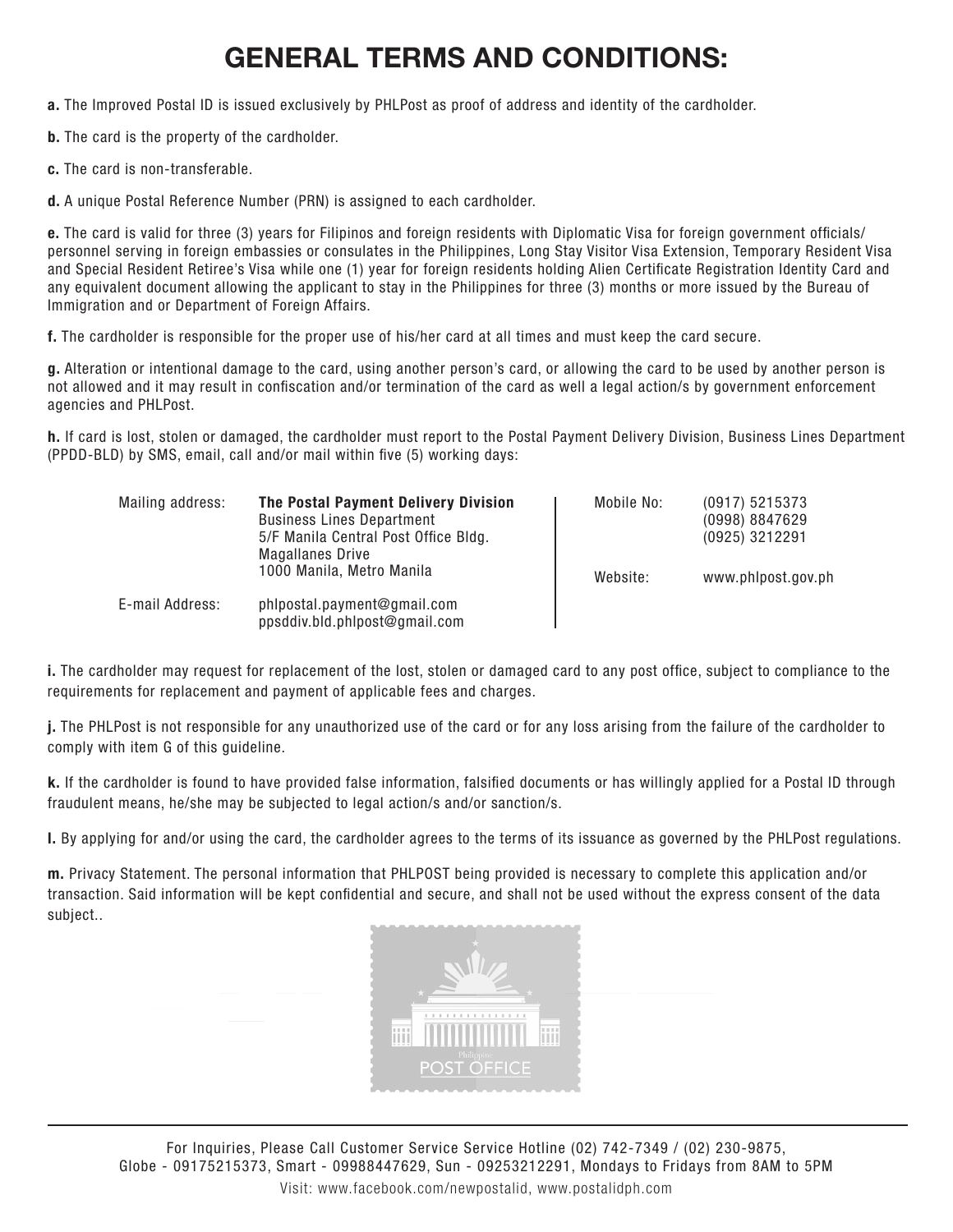# GENERAL TERMS AND CONDITIONS:

**a.** The Improved Postal ID is issued exclusively by PHLPost as proof of address and identity of the cardholder.

**b.** The card is the property of the cardholder.

**c.** The card is non-transferable.

**d.** A unique Postal Reference Number (PRN) is assigned to each cardholder.

**e.** The card is valid for three (3) years for Filipinos and foreign residents with Diplomatic Visa for foreign government officials/ personnel serving in foreign embassies or consulates in the Philippines, Long Stay Visitor Visa Extension, Temporary Resident Visa and Special Resident Retiree's Visa while one (1) year for foreign residents holding Alien Certificate Registration Identity Card and any equivalent document allowing the applicant to stay in the Philippines for three (3) months or more issued by the Bureau of Immigration and or Department of Foreign Affairs.

**f.** The cardholder is responsible for the proper use of his/her card at all times and must keep the card secure.

**g.** Alteration or intentional damage to the card, using another person's card, or allowing the card to be used by another person is not allowed and it may result in confiscation and/or termination of the card as well a legal action/s by government enforcement agencies and PHLPost.

**h.** If card is lost, stolen or damaged, the cardholder must report to the Postal Payment Delivery Division, Business Lines Department (PPDD-BLD) by SMS, email, call and/or mail within five (5) working days:

| | | | |
|---|---|---|---|
| Mailing address: | **The Postal Payment Delivery Division**<br>Business Lines Department<br>5/F Manila Central Post Office Bldg.<br>Magallanes Drive<br>1000 Manila, Metro Manila | Mobile No: | (0917) 5215373<br>(0998) 8847629<br>(0925) 3212291 |
| E-mail Address: | phlpostal.payment@gmail.com<br>ppsddiv.bld.phlpost@gmail.com | Website: | www.phlpost.gov.ph |

**i.** The cardholder may request for replacement of the lost, stolen or damaged card to any post office, subject to compliance to the requirements for replacement and payment of applicable fees and charges.

**j.** The PHLPost is not responsible for any unauthorized use of the card or for any loss arising from the failure of the cardholder to comply with item G of this guideline.

**k.** If the cardholder is found to have provided false information, falsified documents or has willingly applied for a Postal ID through fraudulent means, he/she may be subjected to legal action/s and/or sanction/s.

**l.** By applying for and/or using the card, the cardholder agrees to the terms of its issuance as governed by the PHLPost regulations.

**m.** Privacy Statement. The personal information that PHLPOST being provided is necessary to complete this application and/or transaction. Said information will be kept confidential and secure, and shall not be used without the express consent of the data subject..

Philippine POST OFFICE

---

For Inquiries, Please Call Customer Service Service Hotline (02) 742-7349 / (02) 230-9875,
Globe - 09175215373, Smart - 09988447629, Sun - 09253212291, Mondays to Fridays from 8AM to 5PM

Visit: www.facebook.com/newpostalid, www.postalidph.com